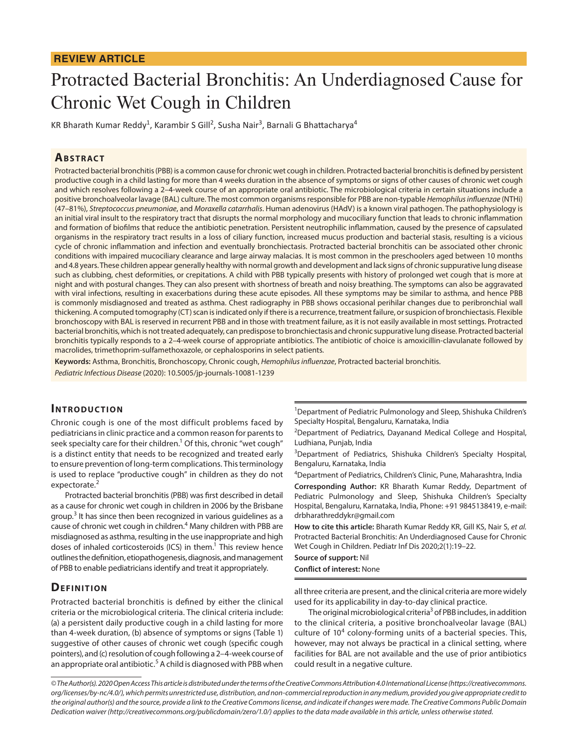**REVIEW ARTICLE**

# Protracted Bacterial Bronchitis: An Underdiagnosed Cause for Chronic Wet Cough in Children

KR Bharath Kumar Reddy[1], Karambir S Gill[2], Susha Nair[3], Barnali G Bhattacharya[4]

## Abstract

Protracted bacterial bronchitis (PBB) is a common cause for chronic wet cough in children. Protracted bacterial bronchitis is defined by persistent productive cough in a child lasting for more than 4 weeks duration in the absence of symptoms or signs of other causes of chronic wet cough and which resolves following a 2–4-week course of an appropriate oral antibiotic. The microbiological criteria in certain situations include a positive bronchoalveolar lavage (BAL) culture. The most common organisms responsible for PBB are non-typable *Hemophilus influenzae* (NTHi) (47–81%), *Streptococcus pneumoniae*, and *Moraxella catarrhalis*. Human adenovirus (HAdV) is a known viral pathogen. The pathophysiology is an initial viral insult to the respiratory tract that disrupts the normal morphology and mucociliary function that leads to chronic inflammation and formation of biofilms that reduce the antibiotic penetration. Persistent neutrophilic inflammation, caused by the presence of capsulated organisms in the respiratory tract results in a loss of ciliary function, increased mucus production and bacterial stasis, resulting is a vicious cycle of chronic inflammation and infection and eventually bronchiectasis. Protracted bacterial bronchitis can be associated other chronic conditions with impaired mucociliary clearance and large airway malacias. It is most common in the preschoolers aged between 10 months and 4.8 years. These children appear generally healthy with normal growth and development and lack signs of chronic suppurative lung disease such as clubbing, chest deformities, or crepitations. A child with PBB typically presents with history of prolonged wet cough that is more at night and with postural changes. They can also present with shortness of breath and noisy breathing. The symptoms can also be aggravated with viral infections, resulting in exacerbations during these acute episodes. All these symptoms may be similar to asthma, and hence PBB is commonly misdiagnosed and treated as asthma. Chest radiography in PBB shows occasional perihilar changes due to peribronchial wall thickening. A computed tomography (CT) scan is indicated only if there is a recurrence, treatment failure, or suspicion of bronchiectasis. Flexible bronchoscopy with BAL is reserved in recurrent PBB and in those with treatment failure, as it is not easily available in most settings. Protracted bacterial bronchitis, which is not treated adequately, can predispose to bronchiectasis and chronic suppurative lung disease. Protracted bacterial bronchitis typically responds to a 2–4-week course of appropriate antibiotics. The antibiotic of choice is amoxicillin-clavulanate followed by macrolides, trimethoprim-sulfamethoxazole, or cephalosporins in select patients.

**Keywords:** Asthma, Bronchitis, Bronchoscopy, Chronic cough, *Hemophilus influenzae*, Protracted bacterial bronchitis.

*Pediatric Infectious Disease* (2020): 10.5005/jp-journals-10081-1239

## Introduction

Chronic cough is one of the most difficult problems faced by pediatricians in clinic practice and a common reason for parents to seek specialty care for their children.[1] Of this, chronic "wet cough" is a distinct entity that needs to be recognized and treated early to ensure prevention of long-term complications. This terminology is used to replace "productive cough" in children as they do not expectorate.[2]

Protracted bacterial bronchitis (PBB) was first described in detail as a cause for chronic wet cough in children in 2006 by the Brisbane group.[3] It has since then been recognized in various guidelines as a cause of chronic wet cough in children.[4] Many children with PBB are misdiagnosed as asthma, resulting in the use inappropriate and high doses of inhaled corticosteroids (ICS) in them.[1] This review hence outlines the definition, etiopathogenesis, diagnosis, and management of PBB to enable pediatricians identify and treat it appropriately.

## Definition

Protracted bacterial bronchitis is defined by either the clinical criteria or the microbiological criteria. The clinical criteria include: (a) a persistent daily productive cough in a child lasting for more than 4-week duration, (b) absence of symptoms or signs (Table 1) suggestive of other causes of chronic wet cough (specific cough pointers), and (c) resolution of cough following a 2–4-week course of an appropriate oral antibiotic.[5] A child is diagnosed with PBB when all three criteria are present, and the clinical criteria are more widely used for its applicability in day-to-day clinical practice.

The original microbiological criteria[3] of PBB includes, in addition to the clinical criteria, a positive bronchoalveolar lavage (BAL) culture of $10^4$ colony-forming units of a bacterial species. This, however, may not always be practical in a clinical setting, where facilities for BAL are not available and the use of prior antibiotics could result in a negative culture.

[1]Department of Pediatric Pulmonology and Sleep, Shishuka Children's Specialty Hospital, Bengaluru, Karnataka, India

[2]Department of Pediatrics, Dayanand Medical College and Hospital, Ludhiana, Punjab, India

[3]Department of Pediatrics, Shishuka Children's Specialty Hospital, Bengaluru, Karnataka, India

[4]Department of Pediatrics, Children's Clinic, Pune, Maharashtra, India

**Corresponding Author:** KR Bharath Kumar Reddy, Department of Pediatric Pulmonology and Sleep, Shishuka Children's Specialty Hospital, Bengaluru, Karnataka, India, Phone: +91 9845138419, e-mail: drbharathreddykr@gmail.com

**How to cite this article:** Bharath Kumar Reddy KR, Gill KS, Nair S, *et al.* Protracted Bacterial Bronchitis: An Underdiagnosed Cause for Chronic Wet Cough in Children. Pediatr Inf Dis 2020;2(1):19–22.

**Source of support:** Nil

**Conflict of interest:** None

*© The Author(s). 2020 Open Access This article is distributed under the terms of the Creative Commons Attribution 4.0 International License (https://creativecommons.org/licenses/by-nc/4.0/), which permits unrestricted use, distribution, and non-commercial reproduction in any medium, provided you give appropriate credit to the original author(s) and the source, provide a link to the Creative Commons license, and indicate if changes were made. The Creative Commons Public Domain Dedication waiver (http://creativecommons.org/publicdomain/zero/1.0/) applies to the data made available in this article, unless otherwise stated.*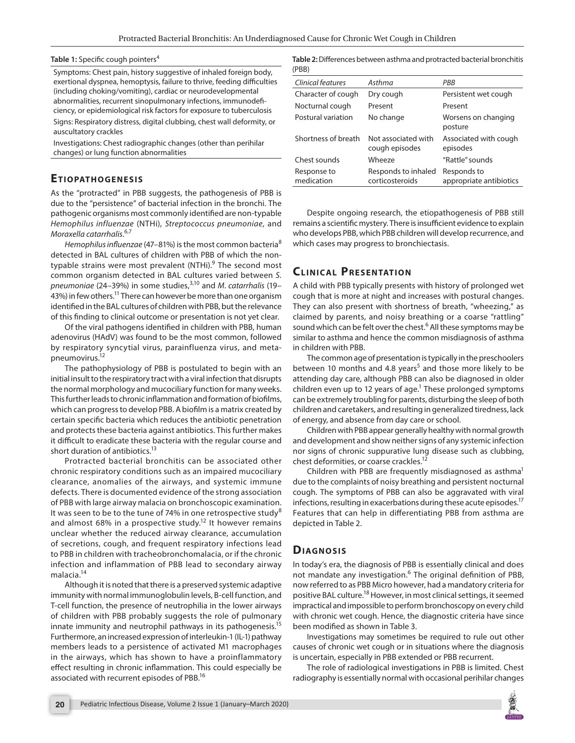**Table 1:** Specific cough pointers[4]

| |
|---|
| Symptoms: Chest pain, history suggestive of inhaled foreign body, exertional dyspnea, hemoptysis, failure to thrive, feeding difficulties (including choking/vomiting), cardiac or neurodevelopmental abnormalities, recurrent sinopulmonary infections, immunodeficiency, or epidemiological risk factors for exposure to tuberculosis |
| Signs: Respiratory distress, digital clubbing, chest wall deformity, or auscultatory crackles |
| Investigations: Chest radiographic changes (other than perihilar changes) or lung function abnormalities |

## Etiopathogenesis

As the "protracted" in PBB suggests, the pathogenesis of PBB is due to the "persistence" of bacterial infection in the bronchi. The pathogenic organisms most commonly identified are non-typable *Hemophilus influenzae* (NTHi), *Streptococcus pneumoniae*, and *Moraxella catarrhalis*.[6,7]

*Hemophilus influenzae* (47–81%) is the most common bacteria[8] detected in BAL cultures of children with PBB of which the non-typable strains were most prevalent (NTHi).[9] The second most common organism detected in BAL cultures varied between *S. pneumoniae* (24–39%) in some studies,[3,10] and *M. catarrhalis* (19–43%) in few others.[11] There can however be more than one organism identified in the BAL cultures of children with PBB, but the relevance of this finding to clinical outcome or presentation is not yet clear.

Of the viral pathogens identified in children with PBB, human adenovirus (HAdV) was found to be the most common, followed by respiratory syncytial virus, parainfluenza virus, and metapneumovirus.[12]

The pathophysiology of PBB is postulated to begin with an initial insult to the respiratory tract with a viral infection that disrupts the normal morphology and mucociliary function for many weeks. This further leads to chronic inflammation and formation of biofilms, which can progress to develop PBB. A biofilm is a matrix created by certain specific bacteria which reduces the antibiotic penetration and protects these bacteria against antibiotics. This further makes it difficult to eradicate these bacteria with the regular course and short duration of antibiotics.[13]

Protracted bacterial bronchitis can be associated other chronic respiratory conditions such as an impaired mucociliary clearance, anomalies of the airways, and systemic immune defects. There is documented evidence of the strong association of PBB with large airway malacia on bronchoscopic examination. It was seen to be to the tune of 74% in one retrospective study[8] and almost 68% in a prospective study.[12] It however remains unclear whether the reduced airway clearance, accumulation of secretions, cough, and frequent respiratory infections lead to PBB in children with tracheobronchomalacia, or if the chronic infection and inflammation of PBB lead to secondary airway malacia.[14]

Although it is noted that there is a preserved systemic adaptive immunity with normal immunoglobulin levels, B-cell function, and T-cell function, the presence of neutrophilia in the lower airways of children with PBB probably suggests the role of pulmonary innate immunity and neutrophil pathways in its pathogenesis.[15] Furthermore, an increased expression of interleukin-1 (IL-1) pathway members leads to a persistence of activated M1 macrophages in the airways, which has shown to have a proinflammatory effect resulting in chronic inflammation. This could especially be associated with recurrent episodes of PBB.[16]

**Table 2:** Differences between asthma and protracted bacterial bronchitis (PBB)

| *Clinical features* | *Asthma* | *PBB* |
|---|---|---|
| Character of cough | Dry cough | Persistent wet cough |
| Nocturnal cough | Present | Present |
| Postural variation | No change | Worsens on changing posture |
| Shortness of breath | Not associated with cough episodes | Associated with cough episodes |
| Chest sounds | Wheeze | "Rattle" sounds |
| Response to medication | Responds to inhaled corticosteroids | Responds to appropriate antibiotics |

Despite ongoing research, the etiopathogenesis of PBB still remains a scientific mystery. There is insufficient evidence to explain who develops PBB, which PBB children will develop recurrence, and which cases may progress to bronchiectasis.

## Clinical Presentation

A child with PBB typically presents with history of prolonged wet cough that is more at night and increases with postural changes. They can also present with shortness of breath, "wheezing," as claimed by parents, and noisy breathing or a coarse "rattling" sound which can be felt over the chest.[6] All these symptoms may be similar to asthma and hence the common misdiagnosis of asthma in children with PBB.

The common age of presentation is typically in the preschoolers between 10 months and 4.8 years[5] and those more likely to be attending day care, although PBB can also be diagnosed in older children even up to 12 years of age.[1] These prolonged symptoms can be extremely troubling for parents, disturbing the sleep of both children and caretakers, and resulting in generalized tiredness, lack of energy, and absence from day care or school.

Children with PBB appear generally healthy with normal growth and development and show neither signs of any systemic infection nor signs of chronic suppurative lung disease such as clubbing, chest deformities, or coarse crackles.[12]

Children with PBB are frequently misdiagnosed as asthma[1] due to the complaints of noisy breathing and persistent nocturnal cough. The symptoms of PBB can also be aggravated with viral infections, resulting in exacerbations during these acute episodes.[17] Features that can help in differentiating PBB from asthma are depicted in Table 2.

## Diagnosis

In today's era, the diagnosis of PBB is essentially clinical and does not mandate any investigation.[6] The original definition of PBB, now referred to as PBB Micro however, had a mandatory criteria for positive BAL culture.[18] However, in most clinical settings, it seemed impractical and impossible to perform bronchoscopy on every child with chronic wet cough. Hence, the diagnostic criteria have since been modified as shown in Table 3.

Investigations may sometimes be required to rule out other causes of chronic wet cough or in situations where the diagnosis is uncertain, especially in PBB extended or PBB recurrent.

The role of radiological investigations in PBB is limited. Chest radiography is essentially normal with occasional perihilar changes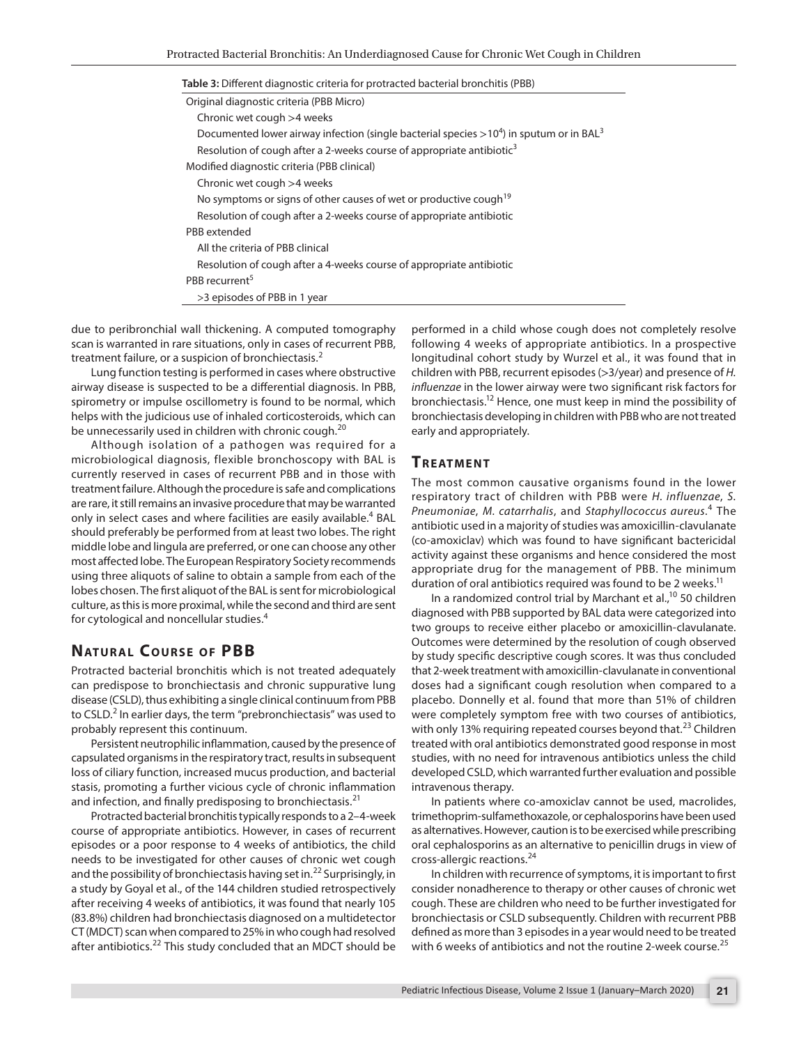**Table 3:** Different diagnostic criteria for protracted bacterial bronchitis (PBB)

| |
|---|
| Original diagnostic criteria (PBB Micro) |
| Chronic wet cough >4 weeks |
| Documented lower airway infection (single bacterial species $>10^4$) in sputum or in BAL[3] |
| Resolution of cough after a 2-weeks course of appropriate antibiotic[3] |
| Modified diagnostic criteria (PBB clinical) |
| Chronic wet cough >4 weeks |
| No symptoms or signs of other causes of wet or productive cough[19] |
| Resolution of cough after a 2-weeks course of appropriate antibiotic |
| PBB extended |
| All the criteria of PBB clinical |
| Resolution of cough after a 4-weeks course of appropriate antibiotic |
| PBB recurrent[5] |
| >3 episodes of PBB in 1 year |

due to peribronchial wall thickening. A computed tomography scan is warranted in rare situations, only in cases of recurrent PBB, treatment failure, or a suspicion of bronchiectasis.[2]

Lung function testing is performed in cases where obstructive airway disease is suspected to be a differential diagnosis. In PBB, spirometry or impulse oscillometry is found to be normal, which helps with the judicious use of inhaled corticosteroids, which can be unnecessarily used in children with chronic cough.[20]

Although isolation of a pathogen was required for a microbiological diagnosis, flexible bronchoscopy with BAL is currently reserved in cases of recurrent PBB and in those with treatment failure. Although the procedure is safe and complications are rare, it still remains an invasive procedure that may be warranted only in select cases and where facilities are easily available.[4] BAL should preferably be performed from at least two lobes. The right middle lobe and lingula are preferred, or one can choose any other most affected lobe. The European Respiratory Society recommends using three aliquots of saline to obtain a sample from each of the lobes chosen. The first aliquot of the BAL is sent for microbiological culture, as this is more proximal, while the second and third are sent for cytological and noncellular studies.[4]

## Natural Course of PBB

Protracted bacterial bronchitis which is not treated adequately can predispose to bronchiectasis and chronic suppurative lung disease (CSLD), thus exhibiting a single clinical continuum from PBB to CSLD.[2] In earlier days, the term "prebronchiectasis" was used to probably represent this continuum.

Persistent neutrophilic inflammation, caused by the presence of capsulated organisms in the respiratory tract, results in subsequent loss of ciliary function, increased mucus production, and bacterial stasis, promoting a further vicious cycle of chronic inflammation and infection, and finally predisposing to bronchiectasis.[21]

Protracted bacterial bronchitis typically responds to a 2–4-week course of appropriate antibiotics. However, in cases of recurrent episodes or a poor response to 4 weeks of antibiotics, the child needs to be investigated for other causes of chronic wet cough and the possibility of bronchiectasis having set in.[22] Surprisingly, in a study by Goyal et al., of the 144 children studied retrospectively after receiving 4 weeks of antibiotics, it was found that nearly 105 (83.8%) children had bronchiectasis diagnosed on a multidetector CT (MDCT) scan when compared to 25% in who cough had resolved after antibiotics.[22] This study concluded that an MDCT should be performed in a child whose cough does not completely resolve following 4 weeks of appropriate antibiotics. In a prospective longitudinal cohort study by Wurzel et al., it was found that in children with PBB, recurrent episodes (>3/year) and presence of *H. influenzae* in the lower airway were two significant risk factors for bronchiectasis.[12] Hence, one must keep in mind the possibility of bronchiectasis developing in children with PBB who are not treated early and appropriately.

## Treatment

The most common causative organisms found in the lower respiratory tract of children with PBB were *H. influenzae*, *S. Pneumoniae*, *M. catarrhalis*, and *Staphyllococcus aureus*.[4] The antibiotic used in a majority of studies was amoxicillin-clavulanate (co-amoxiclav) which was found to have significant bactericidal activity against these organisms and hence considered the most appropriate drug for the management of PBB. The minimum duration of oral antibiotics required was found to be 2 weeks.[11]

In a randomized control trial by Marchant et al.,[10] 50 children diagnosed with PBB supported by BAL data were categorized into two groups to receive either placebo or amoxicillin-clavulanate. Outcomes were determined by the resolution of cough observed by study specific descriptive cough scores. It was thus concluded that 2-week treatment with amoxicillin-clavulanate in conventional doses had a significant cough resolution when compared to a placebo. Donnelly et al. found that more than 51% of children were completely symptom free with two courses of antibiotics, with only 13% requiring repeated courses beyond that.[23] Children treated with oral antibiotics demonstrated good response in most studies, with no need for intravenous antibiotics unless the child developed CSLD, which warranted further evaluation and possible intravenous therapy.

In patients where co-amoxiclav cannot be used, macrolides, trimethoprim-sulfamethoxazole, or cephalosporins have been used as alternatives. However, caution is to be exercised while prescribing oral cephalosporins as an alternative to penicillin drugs in view of cross-allergic reactions.[24]

In children with recurrence of symptoms, it is important to first consider nonadherence to therapy or other causes of chronic wet cough. These are children who need to be further investigated for bronchiectasis or CSLD subsequently. Children with recurrent PBB defined as more than 3 episodes in a year would need to be treated with 6 weeks of antibiotics and not the routine 2-week course.[25]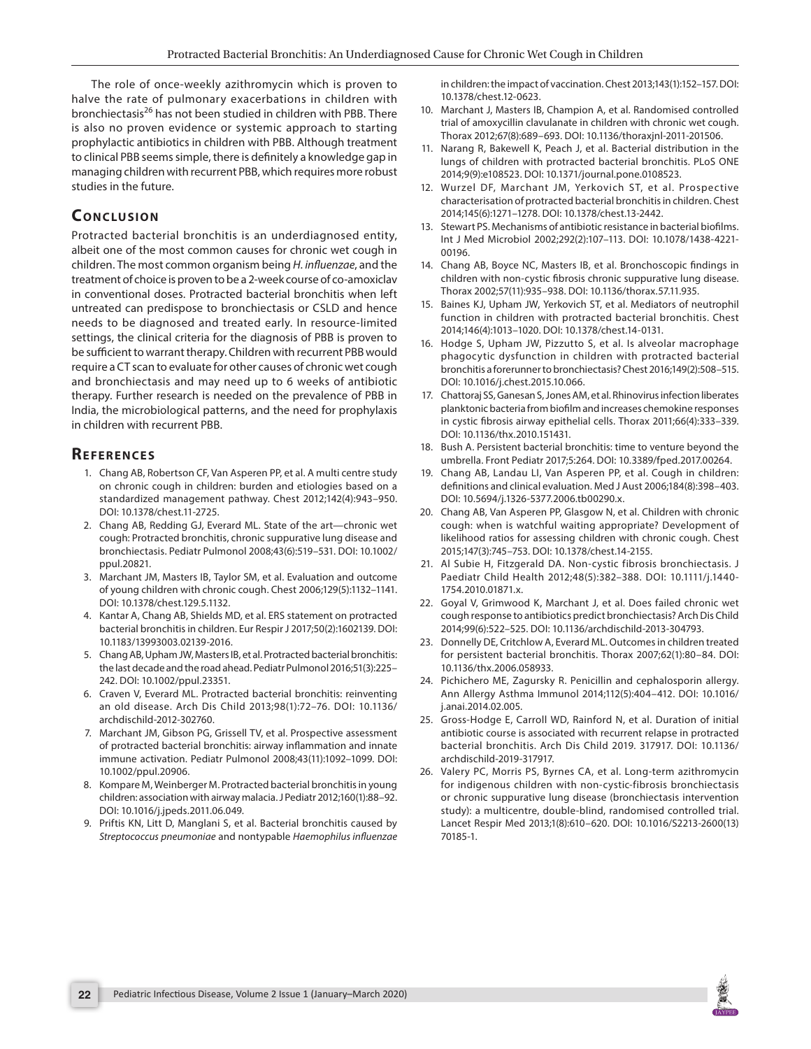The role of once-weekly azithromycin which is proven to halve the rate of pulmonary exacerbations in children with bronchiectasis[26] has not been studied in children with PBB. There is also no proven evidence or systemic approach to starting prophylactic antibiotics in children with PBB. Although treatment to clinical PBB seems simple, there is definitely a knowledge gap in managing children with recurrent PBB, which requires more robust studies in the future.

## Conclusion

Protracted bacterial bronchitis is an underdiagnosed entity, albeit one of the most common causes for chronic wet cough in children. The most common organism being *H. influenzae*, and the treatment of choice is proven to be a 2-week course of co-amoxiclav in conventional doses. Protracted bacterial bronchitis when left untreated can predispose to bronchiectasis or CSLD and hence needs to be diagnosed and treated early. In resource-limited settings, the clinical criteria for the diagnosis of PBB is proven to be sufficient to warrant therapy. Children with recurrent PBB would require a CT scan to evaluate for other causes of chronic wet cough and bronchiectasis and may need up to 6 weeks of antibiotic therapy. Further research is needed on the prevalence of PBB in India, the microbiological patterns, and the need for prophylaxis in children with recurrent PBB.

## References

1. Chang AB, Robertson CF, Van Asperen PP, et al. A multi centre study on chronic cough in children: burden and etiologies based on a standardized management pathway. Chest 2012;142(4):943–950. DOI: 10.1378/chest.11-2725.
2. Chang AB, Redding GJ, Everard ML. State of the art—chronic wet cough: Protracted bronchitis, chronic suppurative lung disease and bronchiectasis. Pediatr Pulmonol 2008;43(6):519–531. DOI: 10.1002/ppul.20821.
3. Marchant JM, Masters IB, Taylor SM, et al. Evaluation and outcome of young children with chronic cough. Chest 2006;129(5):1132–1141. DOI: 10.1378/chest.129.5.1132.
4. Kantar A, Chang AB, Shields MD, et al. ERS statement on protracted bacterial bronchitis in children. Eur Respir J 2017;50(2):1602139. DOI: 10.1183/13993003.02139-2016.
5. Chang AB, Upham JW, Masters IB, et al. Protracted bacterial bronchitis: the last decade and the road ahead. Pediatr Pulmonol 2016;51(3):225–242. DOI: 10.1002/ppul.23351.
6. Craven V, Everard ML. Protracted bacterial bronchitis: reinventing an old disease. Arch Dis Child 2013;98(1):72–76. DOI: 10.1136/archdischild-2012-302760.
7. Marchant JM, Gibson PG, Grissell TV, et al. Prospective assessment of protracted bacterial bronchitis: airway inflammation and innate immune activation. Pediatr Pulmonol 2008;43(11):1092–1099. DOI: 10.1002/ppul.20906.
8. Kompare M, Weinberger M. Protracted bacterial bronchitis in young children: association with airway malacia. J Pediatr 2012;160(1):88–92. DOI: 10.1016/j.jpeds.2011.06.049.
9. Priftis KN, Litt D, Manglani S, et al. Bacterial bronchitis caused by *Streptococcus pneumoniae* and nontypable *Haemophilus influenzae* in children: the impact of vaccination. Chest 2013;143(1):152–157. DOI: 10.1378/chest.12-0623.
10. Marchant J, Masters IB, Champion A, et al. Randomised controlled trial of amoxycillin clavulanate in children with chronic wet cough. Thorax 2012;67(8):689–693. DOI: 10.1136/thoraxjnl-2011-201506.
11. Narang R, Bakewell K, Peach J, et al. Bacterial distribution in the lungs of children with protracted bacterial bronchitis. PLoS ONE 2014;9(9):e108523. DOI: 10.1371/journal.pone.0108523.
12. Wurzel DF, Marchant JM, Yerkovich ST, et al. Prospective characterisation of protracted bacterial bronchitis in children. Chest 2014;145(6):1271–1278. DOI: 10.1378/chest.13-2442.
13. Stewart PS. Mechanisms of antibiotic resistance in bacterial biofilms. Int J Med Microbiol 2002;292(2):107–113. DOI: 10.1078/1438-4221-00196.
14. Chang AB, Boyce NC, Masters IB, et al. Bronchoscopic findings in children with non-cystic fibrosis chronic suppurative lung disease. Thorax 2002;57(11):935–938. DOI: 10.1136/thorax.57.11.935.
15. Baines KJ, Upham JW, Yerkovich ST, et al. Mediators of neutrophil function in children with protracted bacterial bronchitis. Chest 2014;146(4):1013–1020. DOI: 10.1378/chest.14-0131.
16. Hodge S, Upham JW, Pizzutto S, et al. Is alveolar macrophage phagocytic dysfunction in children with protracted bacterial bronchitis a forerunner to bronchiectasis? Chest 2016;149(2):508–515. DOI: 10.1016/j.chest.2015.10.066.
17. Chattoraj SS, Ganesan S, Jones AM, et al. Rhinovirus infection liberates planktonic bacteria from biofilm and increases chemokine responses in cystic fibrosis airway epithelial cells. Thorax 2011;66(4):333–339. DOI: 10.1136/thx.2010.151431.
18. Bush A. Persistent bacterial bronchitis: time to venture beyond the umbrella. Front Pediatr 2017;5:264. DOI: 10.3389/fped.2017.00264.
19. Chang AB, Landau LI, Van Asperen PP, et al. Cough in children: definitions and clinical evaluation. Med J Aust 2006;184(8):398–403. DOI: 10.5694/j.1326-5377.2006.tb00290.x.
20. Chang AB, Van Asperen PP, Glasgow N, et al. Children with chronic cough: when is watchful waiting appropriate? Development of likelihood ratios for assessing children with chronic cough. Chest 2015;147(3):745–753. DOI: 10.1378/chest.14-2155.
21. Al Subie H, Fitzgerald DA. Non-cystic fibrosis bronchiectasis. J Paediatr Child Health 2012;48(5):382–388. DOI: 10.1111/j.1440-1754.2010.01871.x.
22. Goyal V, Grimwood K, Marchant J, et al. Does failed chronic wet cough response to antibiotics predict bronchiectasis? Arch Dis Child 2014;99(6):522–525. DOI: 10.1136/archdischild-2013-304793.
23. Donnelly DE, Critchlow A, Everard ML. Outcomes in children treated for persistent bacterial bronchitis. Thorax 2007;62(1):80–84. DOI: 10.1136/thx.2006.058933.
24. Pichichero ME, Zagursky R. Penicillin and cephalosporin allergy. Ann Allergy Asthma Immunol 2014;112(5):404–412. DOI: 10.1016/j.anai.2014.02.005.
25. Gross-Hodge E, Carroll WD, Rainford N, et al. Duration of initial antibiotic course is associated with recurrent relapse in protracted bacterial bronchitis. Arch Dis Child 2019. 317917. DOI: 10.1136/archdischild-2019-317917.
26. Valery PC, Morris PS, Byrnes CA, et al. Long-term azithromycin for indigenous children with non-cystic-fibrosis bronchiectasis or chronic suppurative lung disease (bronchiectasis intervention study): a multicentre, double-blind, randomised controlled trial. Lancet Respir Med 2013;1(8):610–620. DOI: 10.1016/S2213-2600(13)70185-1.